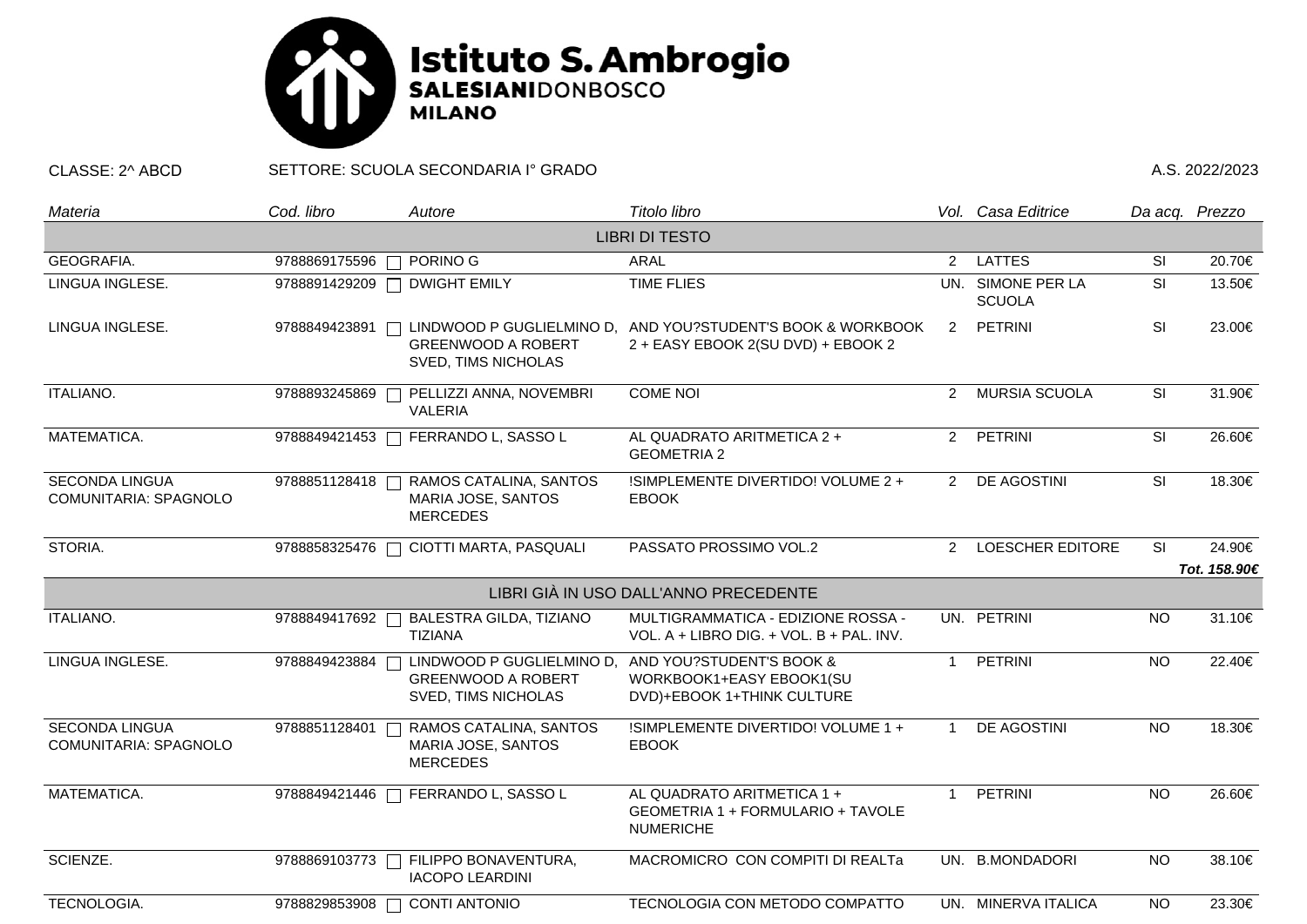# Istituto S. Ambrogio
**SALESIANI**DONBOSCO
**MILANO**

CLASSE: 2^ ABCD — SETTORE: SCUOLA SECONDARIA I° GRADO — A.S. 2022/2023

| *Materia* | *Cod. libro* | *Autore* | *Titolo libro* | *Vol.* | *Casa Editrice* | *Da acq.* | *Prezzo* |
|---|---|---|---|---|---|---|---|
| | | | **LIBRI DI TESTO** | | | | |
| GEOGRAFIA. | 9788869175596 | PORINO G | ARAL | 2 | LATTES | SI | 20.70€ |
| LINGUA INGLESE. | 9788891429209 | DWIGHT EMILY | TIME FLIES | UN. | SIMONE PER LA SCUOLA | SI | 13.50€ |
| LINGUA INGLESE. | 9788849423891 | LINDWOOD P GUGLIELMINO D, GREENWOOD A ROBERT SVED, TIMS NICHOLAS | AND YOU?STUDENT'S BOOK & WORKBOOK 2 + EASY EBOOK 2(SU DVD) + EBOOK 2 | 2 | PETRINI | SI | 23.00€ |
| ITALIANO. | 9788893245869 | PELLIZZI ANNA, NOVEMBRI VALERIA | COME NOI | 2 | MURSIA SCUOLA | SI | 31.90€ |
| MATEMATICA. | 9788849421453 | FERRANDO L, SASSO L | AL QUADRATO ARITMETICA 2 + GEOMETRIA 2 | 2 | PETRINI | SI | 26.60€ |
| SECONDA LINGUA COMUNITARIA: SPAGNOLO | 9788851128418 | RAMOS CATALINA, SANTOS MARIA JOSE, SANTOS MERCEDES | !SIMPLEMENTE DIVERTIDO! VOLUME 2 + EBOOK | 2 | DE AGOSTINI | SI | 18.30€ |
| STORIA. | 9788858325476 | CIOTTI MARTA, PASQUALI | PASSATO PROSSIMO VOL.2 | 2 | LOESCHER EDITORE | SI | 24.90€ |
| | | | | | | | ***Tot. 158.90€*** |
| | | | **LIBRI GIÀ IN USO DALL'ANNO PRECEDENTE** | | | | |
| ITALIANO. | 9788849417692 | BALESTRA GILDA, TIZIANO TIZIANA | MULTIGRAMMATICA - EDIZIONE ROSSA - VOL. A + LIBRO DIG. + VOL. B + PAL. INV. | UN. | PETRINI | NO | 31.10€ |
| LINGUA INGLESE. | 9788849423884 | LINDWOOD P GUGLIELMINO D, GREENWOOD A ROBERT SVED, TIMS NICHOLAS | AND YOU?STUDENT'S BOOK & WORKBOOK1+EASY EBOOK1(SU DVD)+EBOOK 1+THINK CULTURE | 1 | PETRINI | NO | 22.40€ |
| SECONDA LINGUA COMUNITARIA: SPAGNOLO | 9788851128401 | RAMOS CATALINA, SANTOS MARIA JOSE, SANTOS MERCEDES | !SIMPLEMENTE DIVERTIDO! VOLUME 1 + EBOOK | 1 | DE AGOSTINI | NO | 18.30€ |
| MATEMATICA. | 9788849421446 | FERRANDO L, SASSO L | AL QUADRATO ARITMETICA 1 + GEOMETRIA 1 + FORMULARIO + TAVOLE NUMERICHE | 1 | PETRINI | NO | 26.60€ |
| SCIENZE. | 9788869103773 | FILIPPO BONAVENTURA, IACOPO LEARDINI | MACROMICRO CON COMPITI DI REALTa | UN. | B.MONDADORI | NO | 38.10€ |
| TECNOLOGIA. | 9788829853908 | CONTI ANTONIO | TECNOLOGIA CON METODO COMPATTO | UN. | MINERVA ITALICA | NO | 23.30€ |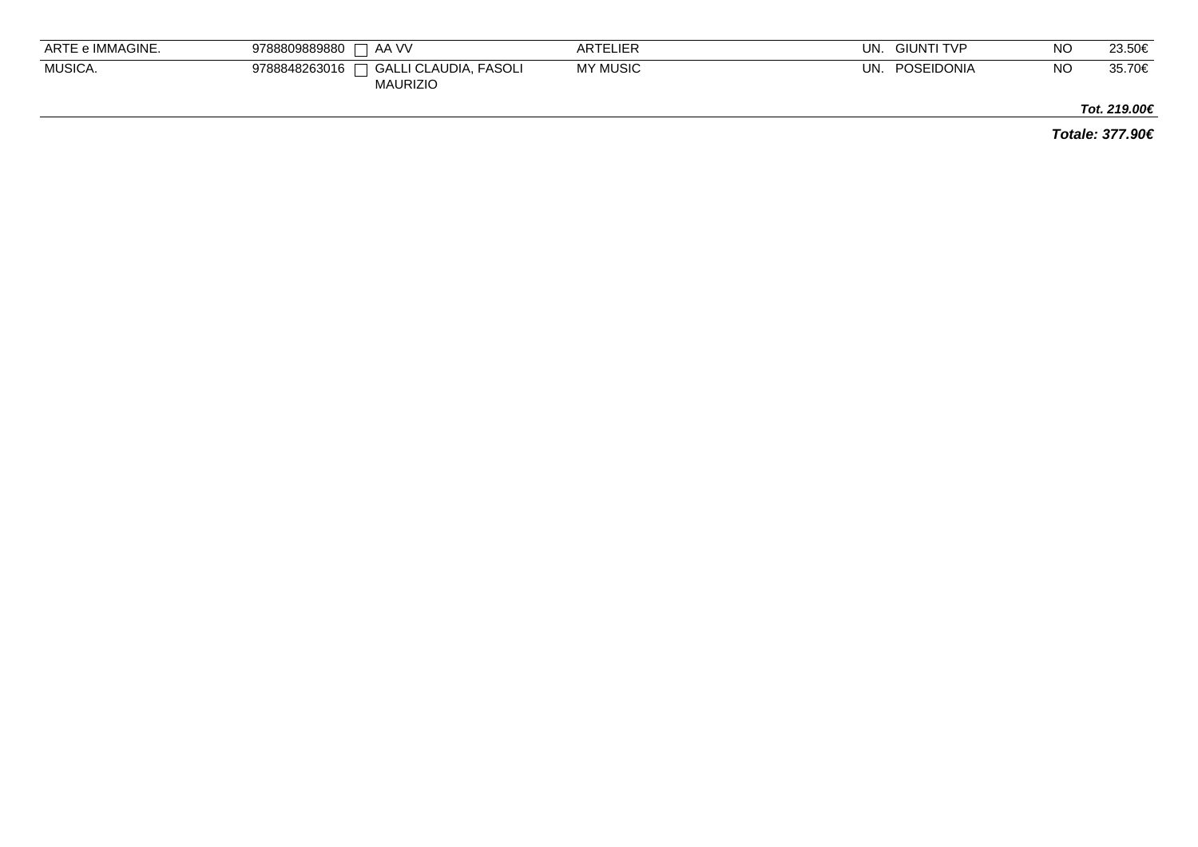| | | | | | | | | |
|---|---|---|---|---|---|---|---|---|
| ARTE e IMMAGINE. | 9788809889880 | ☐ | AA VV | ARTELIER | UN. | GIUNTI TVP | NO | 23.50€ |
| MUSICA. | 9788848263016 | ☐ | GALLI CLAUDIA, FASOLI MAURIZIO | MY MUSIC | UN. | POSEIDONIA | NO | 35.70€ |
| | | | | | | | | ***Tot. 219.00€*** |
| | | | | | | | | ***Totale: 377.90€*** |